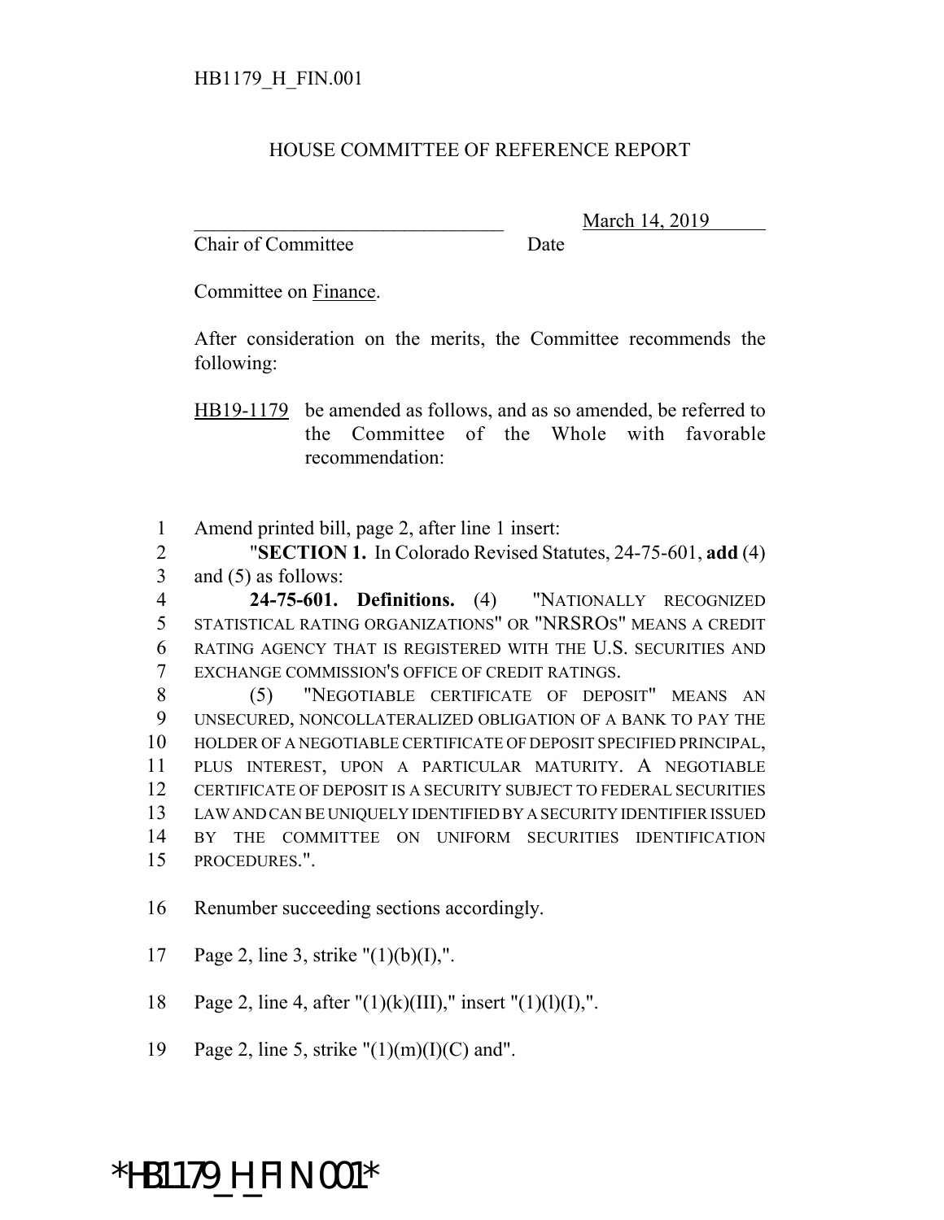HB1179_H_FIN.001

HOUSE COMMITTEE OF REFERENCE REPORT

_________________________________ March 14, 2019

Chair of Committee Date

Committee on Finance.

After consideration on the merits, the Committee recommends the following:

HB19-1179 be amended as follows, and as so amended, be referred to the Committee of the Whole with favorable recommendation:

1 Amend printed bill, page 2, after line 1 insert:

2 "**SECTION 1.** In Colorado Revised Statutes, 24-75-601, **add** (4)
3 and (5) as follows:

4 **24-75-601. Definitions.** (4) "NATIONALLY RECOGNIZED
5 STATISTICAL RATING ORGANIZATIONS" OR "NRSROS" MEANS A CREDIT
6 RATING AGENCY THAT IS REGISTERED WITH THE U.S. SECURITIES AND
7 EXCHANGE COMMISSION'S OFFICE OF CREDIT RATINGS.

8 (5) "NEGOTIABLE CERTIFICATE OF DEPOSIT" MEANS AN
9 UNSECURED, NONCOLLATERALIZED OBLIGATION OF A BANK TO PAY THE
10 HOLDER OF A NEGOTIABLE CERTIFICATE OF DEPOSIT SPECIFIED PRINCIPAL,
11 PLUS INTEREST, UPON A PARTICULAR MATURITY. A NEGOTIABLE
12 CERTIFICATE OF DEPOSIT IS A SECURITY SUBJECT TO FEDERAL SECURITIES
13 LAW AND CAN BE UNIQUELY IDENTIFIED BY A SECURITY IDENTIFIER ISSUED
14 BY THE COMMITTEE ON UNIFORM SECURITIES IDENTIFICATION
15 PROCEDURES.".

16 Renumber succeeding sections accordingly.

17 Page 2, line 3, strike "(1)(b)(I),".

18 Page 2, line 4, after "(1)(k)(III)," insert "(1)(l)(I),".

19 Page 2, line 5, strike "(1)(m)(I)(C) and".

*HB1179_H_FIN.001*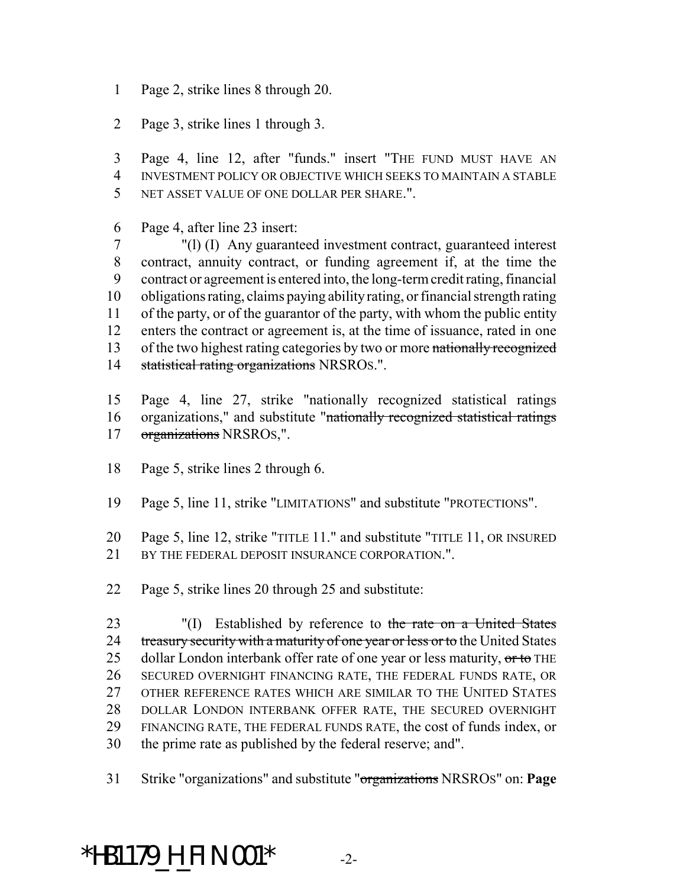Page 2, strike lines 8 through 20.

Page 3, strike lines 1 through 3.

Page 4, line 12, after "funds." insert "THE FUND MUST HAVE AN INVESTMENT POLICY OR OBJECTIVE WHICH SEEKS TO MAINTAIN A STABLE NET ASSET VALUE OF ONE DOLLAR PER SHARE.".

Page 4, after line 23 insert:

"(l) (I) Any guaranteed investment contract, guaranteed interest contract, annuity contract, or funding agreement if, at the time the contract or agreement is entered into, the long-term credit rating, financial obligations rating, claims paying ability rating, or financial strength rating of the party, or of the guarantor of the party, with whom the public entity enters the contract or agreement is, at the time of issuance, rated in one of the two highest rating categories by two or more ~~nationally recognized statistical rating organizations~~ NRSROS.".

Page 4, line 27, strike "nationally recognized statistical ratings organizations," and substitute "~~nationally recognized statistical ratings organizations~~ NRSROS,".

Page 5, strike lines 2 through 6.

Page 5, line 11, strike "LIMITATIONS" and substitute "PROTECTIONS".

Page 5, line 12, strike "TITLE 11." and substitute "TITLE 11, OR INSURED BY THE FEDERAL DEPOSIT INSURANCE CORPORATION.".

Page 5, strike lines 20 through 25 and substitute:

"(I) Established by reference to ~~the rate on a United States treasury security with a maturity of one year or less or to~~ the United States dollar London interbank offer rate of one year or less maturity, ~~or to~~ THE SECURED OVERNIGHT FINANCING RATE, THE FEDERAL FUNDS RATE, OR OTHER REFERENCE RATES WHICH ARE SIMILAR TO THE UNITED STATES DOLLAR LONDON INTERBANK OFFER RATE, THE SECURED OVERNIGHT FINANCING RATE, THE FEDERAL FUNDS RATE, the cost of funds index, or the prime rate as published by the federal reserve; and".

Strike "organizations" and substitute "~~organizations~~ NRSROS" on: **Page**

*HB1179_H_FIN.001*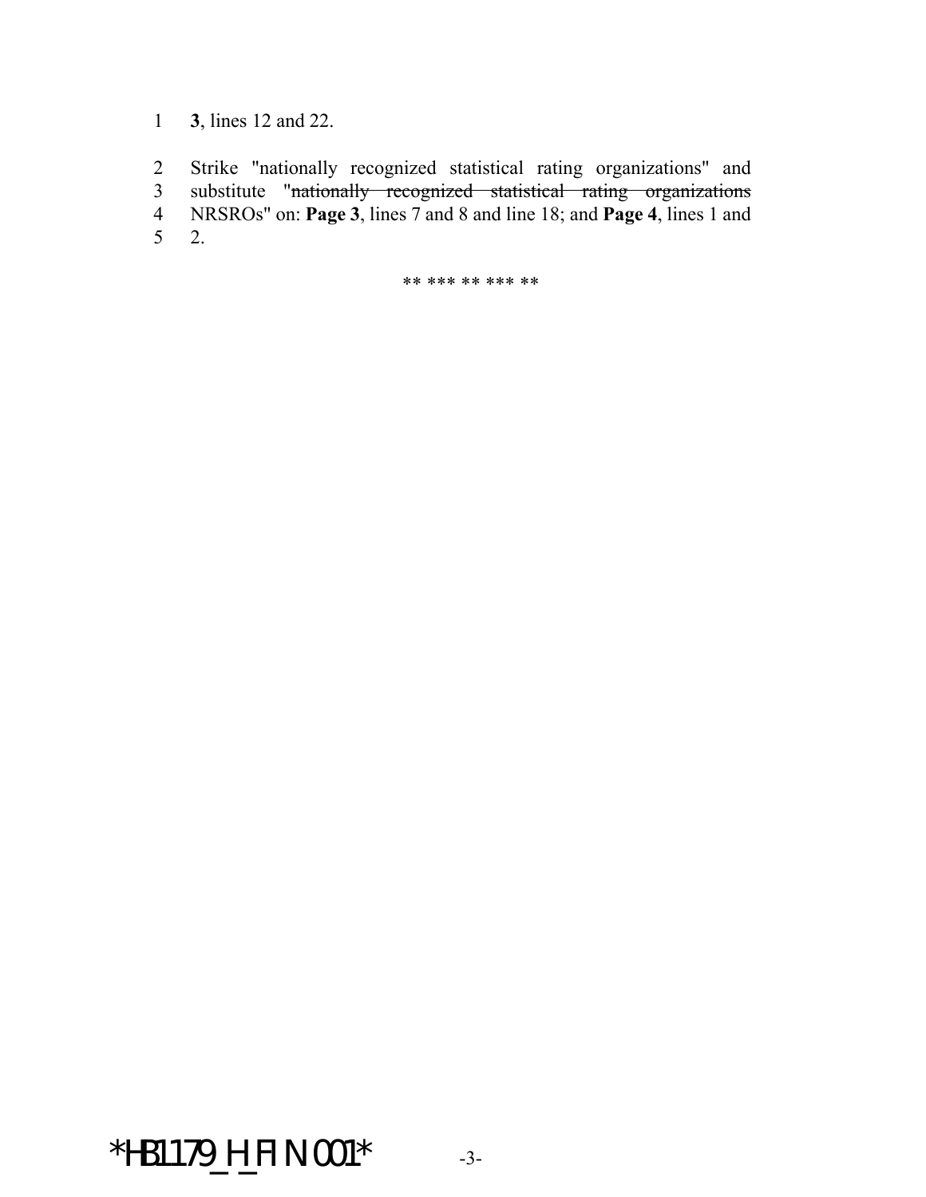**3**, lines 12 and 22.

Strike "nationally recognized statistical rating organizations" and substitute "~~nationally recognized statistical rating organizations~~ NRSROs" on: **Page 3**, lines 7 and 8 and line 18; and **Page 4**, lines 1 and 2.

** *** ** *** **

*HB1179_H_FIN.001*